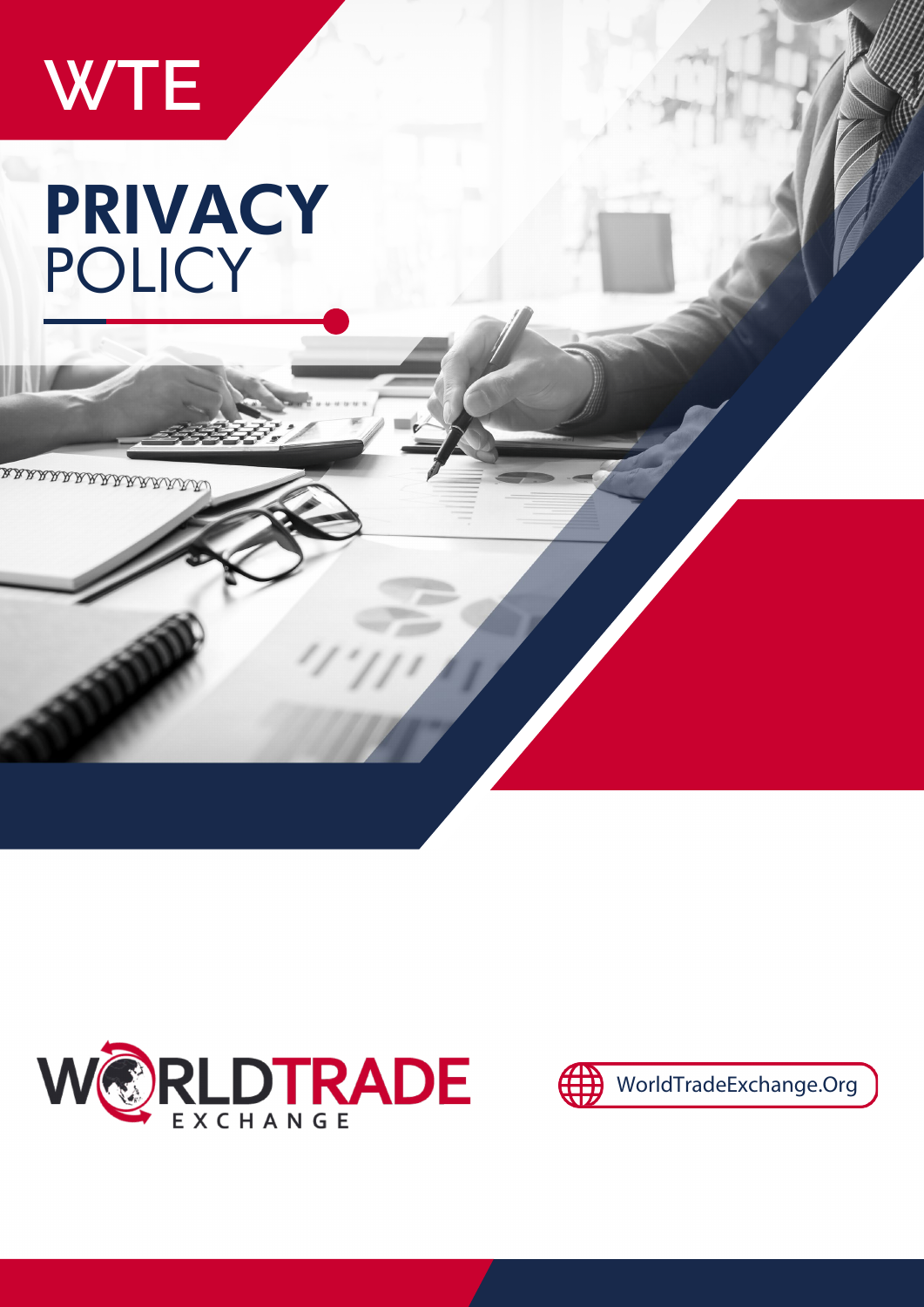WTE

# PRIVACY POLICY

WORLDTRADE EXCHANGE

WorldTradeExchange.Org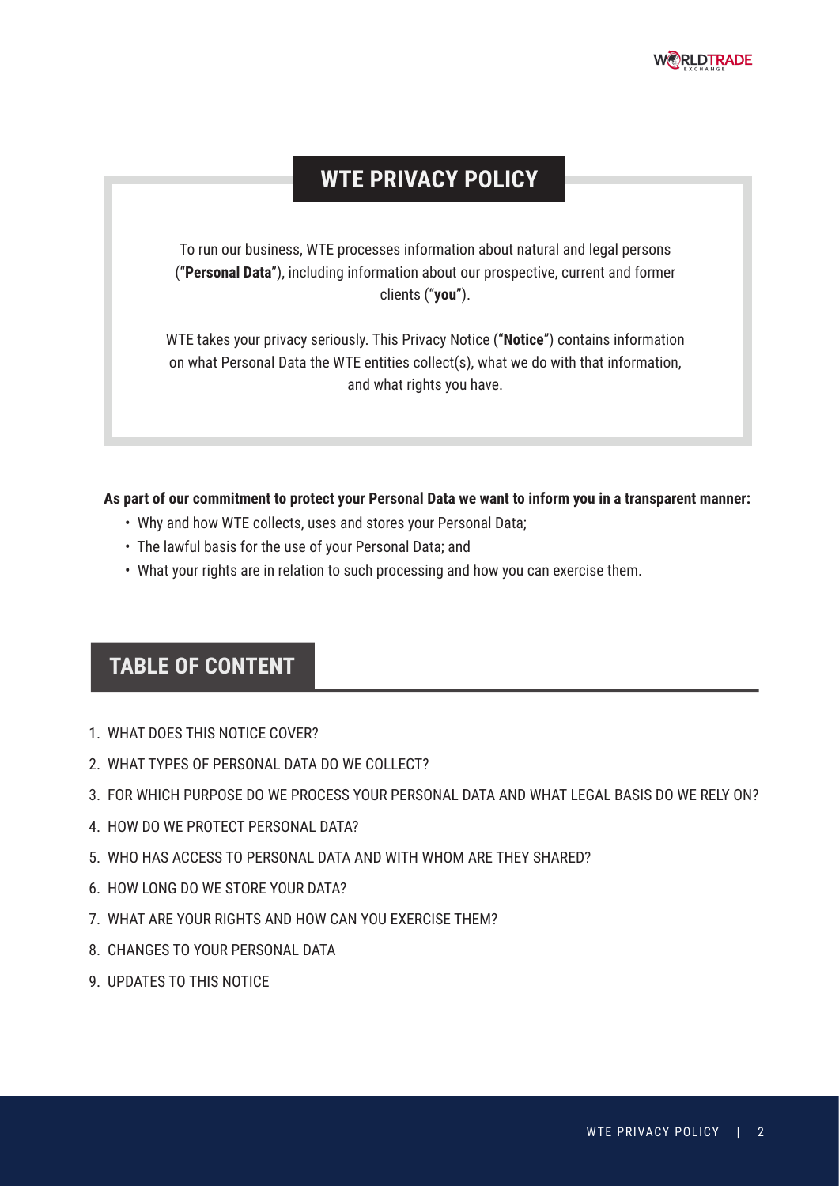# WTE PRIVACY POLICY

To run our business, WTE processes information about natural and legal persons ("**Personal Data**"), including information about our prospective, current and former clients ("**you**").

WTE takes your privacy seriously. This Privacy Notice ("**Notice**") contains information on what Personal Data the WTE entities collect(s), what we do with that information, and what rights you have.

**As part of our commitment to protect your Personal Data we want to inform you in a transparent manner:**

- Why and how WTE collects, uses and stores your Personal Data;
- The lawful basis for the use of your Personal Data; and
- What your rights are in relation to such processing and how you can exercise them.

## TABLE OF CONTENT

1. WHAT DOES THIS NOTICE COVER?
2. WHAT TYPES OF PERSONAL DATA DO WE COLLECT?
3. FOR WHICH PURPOSE DO WE PROCESS YOUR PERSONAL DATA AND WHAT LEGAL BASIS DO WE RELY ON?
4. HOW DO WE PROTECT PERSONAL DATA?
5. WHO HAS ACCESS TO PERSONAL DATA AND WITH WHOM ARE THEY SHARED?
6. HOW LONG DO WE STORE YOUR DATA?
7. WHAT ARE YOUR RIGHTS AND HOW CAN YOU EXERCISE THEM?
8. CHANGES TO YOUR PERSONAL DATA
9. UPDATES TO THIS NOTICE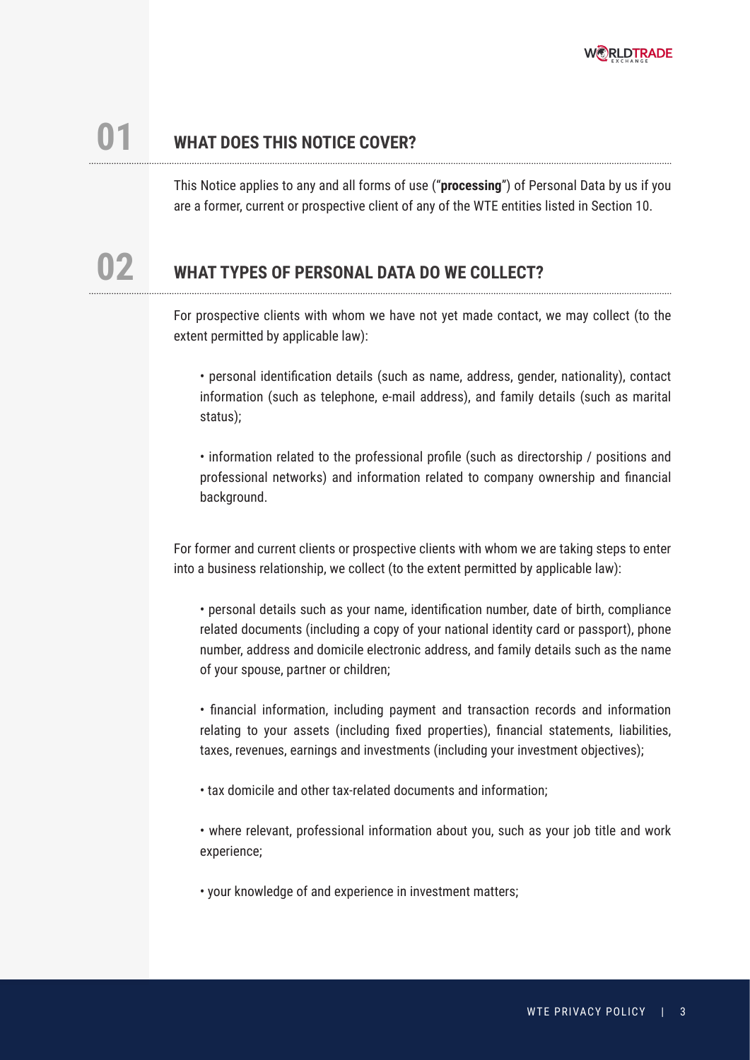## 01 WHAT DOES THIS NOTICE COVER?

This Notice applies to any and all forms of use ("**processing**") of Personal Data by us if you are a former, current or prospective client of any of the WTE entities listed in Section 10.

## 02 WHAT TYPES OF PERSONAL DATA DO WE COLLECT?

For prospective clients with whom we have not yet made contact, we may collect (to the extent permitted by applicable law):

- personal identification details (such as name, address, gender, nationality), contact information (such as telephone, e-mail address), and family details (such as marital status);
- information related to the professional profile (such as directorship / positions and professional networks) and information related to company ownership and financial background.

For former and current clients or prospective clients with whom we are taking steps to enter into a business relationship, we collect (to the extent permitted by applicable law):

- personal details such as your name, identification number, date of birth, compliance related documents (including a copy of your national identity card or passport), phone number, address and domicile electronic address, and family details such as the name of your spouse, partner or children;
- financial information, including payment and transaction records and information relating to your assets (including fixed properties), financial statements, liabilities, taxes, revenues, earnings and investments (including your investment objectives);
- tax domicile and other tax-related documents and information;
- where relevant, professional information about you, such as your job title and work experience;
- your knowledge of and experience in investment matters;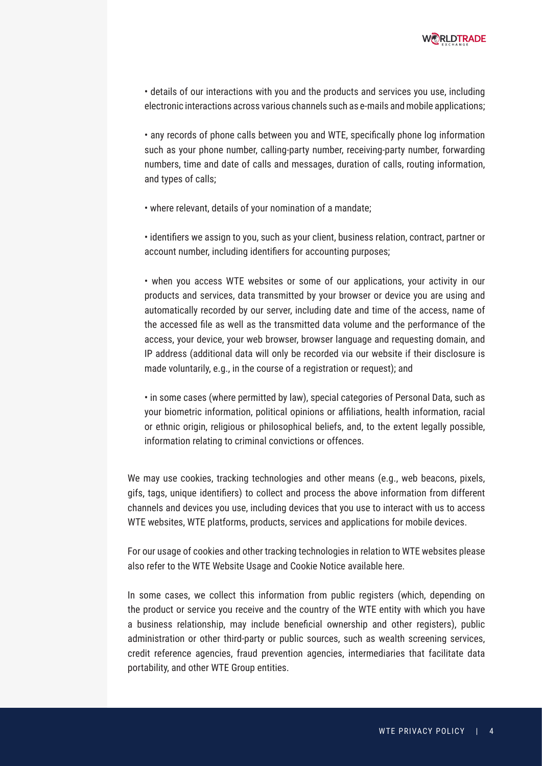- details of our interactions with you and the products and services you use, including electronic interactions across various channels such as e-mails and mobile applications;

- any records of phone calls between you and WTE, specifically phone log information such as your phone number, calling-party number, receiving-party number, forwarding numbers, time and date of calls and messages, duration of calls, routing information, and types of calls;

- where relevant, details of your nomination of a mandate;

- identifiers we assign to you, such as your client, business relation, contract, partner or account number, including identifiers for accounting purposes;

- when you access WTE websites or some of our applications, your activity in our products and services, data transmitted by your browser or device you are using and automatically recorded by our server, including date and time of the access, name of the accessed file as well as the transmitted data volume and the performance of the access, your device, your web browser, browser language and requesting domain, and IP address (additional data will only be recorded via our website if their disclosure is made voluntarily, e.g., in the course of a registration or request); and

- in some cases (where permitted by law), special categories of Personal Data, such as your biometric information, political opinions or affiliations, health information, racial or ethnic origin, religious or philosophical beliefs, and, to the extent legally possible, information relating to criminal convictions or offences.

We may use cookies, tracking technologies and other means (e.g., web beacons, pixels, gifs, tags, unique identifiers) to collect and process the above information from different channels and devices you use, including devices that you use to interact with us to access WTE websites, WTE platforms, products, services and applications for mobile devices.

For our usage of cookies and other tracking technologies in relation to WTE websites please also refer to the WTE Website Usage and Cookie Notice available here.

In some cases, we collect this information from public registers (which, depending on the product or service you receive and the country of the WTE entity with which you have a business relationship, may include beneficial ownership and other registers), public administration or other third-party or public sources, such as wealth screening services, credit reference agencies, fraud prevention agencies, intermediaries that facilitate data portability, and other WTE Group entities.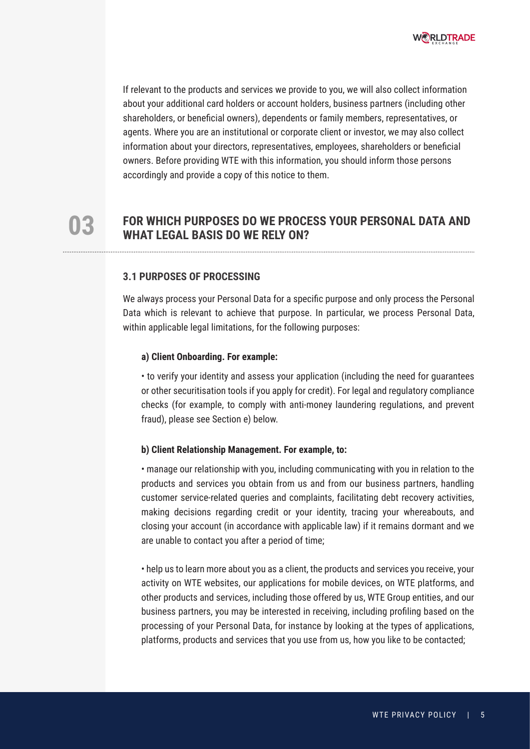If relevant to the products and services we provide to you, we will also collect information about your additional card holders or account holders, business partners (including other shareholders, or beneficial owners), dependents or family members, representatives, or agents. Where you are an institutional or corporate client or investor, we may also collect information about your directors, representatives, employees, shareholders or beneficial owners. Before providing WTE with this information, you should inform those persons accordingly and provide a copy of this notice to them.

## 03 FOR WHICH PURPOSES DO WE PROCESS YOUR PERSONAL DATA AND WHAT LEGAL BASIS DO WE RELY ON?

### 3.1 PURPOSES OF PROCESSING

We always process your Personal Data for a specific purpose and only process the Personal Data which is relevant to achieve that purpose. In particular, we process Personal Data, within applicable legal limitations, for the following purposes:

**a) Client Onboarding. For example:**

- to verify your identity and assess your application (including the need for guarantees or other securitisation tools if you apply for credit). For legal and regulatory compliance checks (for example, to comply with anti-money laundering regulations, and prevent fraud), please see Section e) below.

**b) Client Relationship Management. For example, to:**

- manage our relationship with you, including communicating with you in relation to the products and services you obtain from us and from our business partners, handling customer service-related queries and complaints, facilitating debt recovery activities, making decisions regarding credit or your identity, tracing your whereabouts, and closing your account (in accordance with applicable law) if it remains dormant and we are unable to contact you after a period of time;

- help us to learn more about you as a client, the products and services you receive, your activity on WTE websites, our applications for mobile devices, on WTE platforms, and other products and services, including those offered by us, WTE Group entities, and our business partners, you may be interested in receiving, including profiling based on the processing of your Personal Data, for instance by looking at the types of applications, platforms, products and services that you use from us, how you like to be contacted;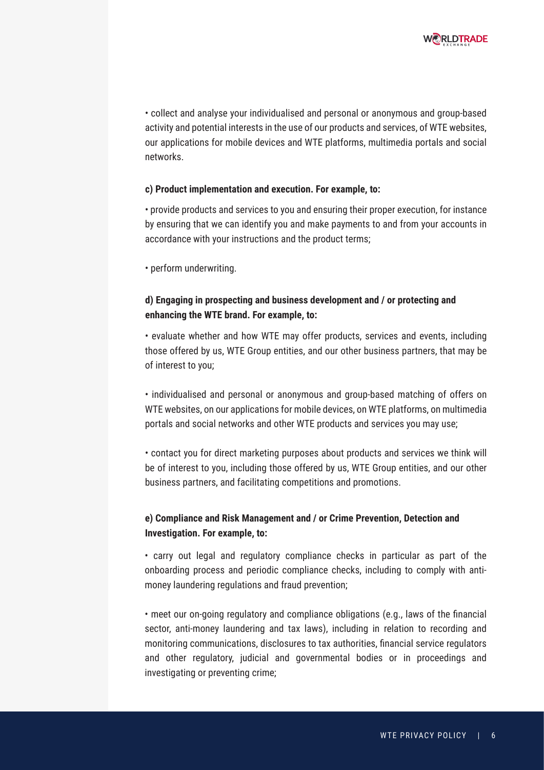• collect and analyse your individualised and personal or anonymous and group-based activity and potential interests in the use of our products and services, of WTE websites, our applications for mobile devices and WTE platforms, multimedia portals and social networks.

**c) Product implementation and execution. For example, to:**

• provide products and services to you and ensuring their proper execution, for instance by ensuring that we can identify you and make payments to and from your accounts in accordance with your instructions and the product terms;

• perform underwriting.

**d) Engaging in prospecting and business development and / or protecting and enhancing the WTE brand. For example, to:**

• evaluate whether and how WTE may offer products, services and events, including those offered by us, WTE Group entities, and our other business partners, that may be of interest to you;

• individualised and personal or anonymous and group-based matching of offers on WTE websites, on our applications for mobile devices, on WTE platforms, on multimedia portals and social networks and other WTE products and services you may use;

• contact you for direct marketing purposes about products and services we think will be of interest to you, including those offered by us, WTE Group entities, and our other business partners, and facilitating competitions and promotions.

**e) Compliance and Risk Management and / or Crime Prevention, Detection and Investigation. For example, to:**

• carry out legal and regulatory compliance checks in particular as part of the onboarding process and periodic compliance checks, including to comply with anti-money laundering regulations and fraud prevention;

• meet our on-going regulatory and compliance obligations (e.g., laws of the financial sector, anti-money laundering and tax laws), including in relation to recording and monitoring communications, disclosures to tax authorities, financial service regulators and other regulatory, judicial and governmental bodies or in proceedings and investigating or preventing crime;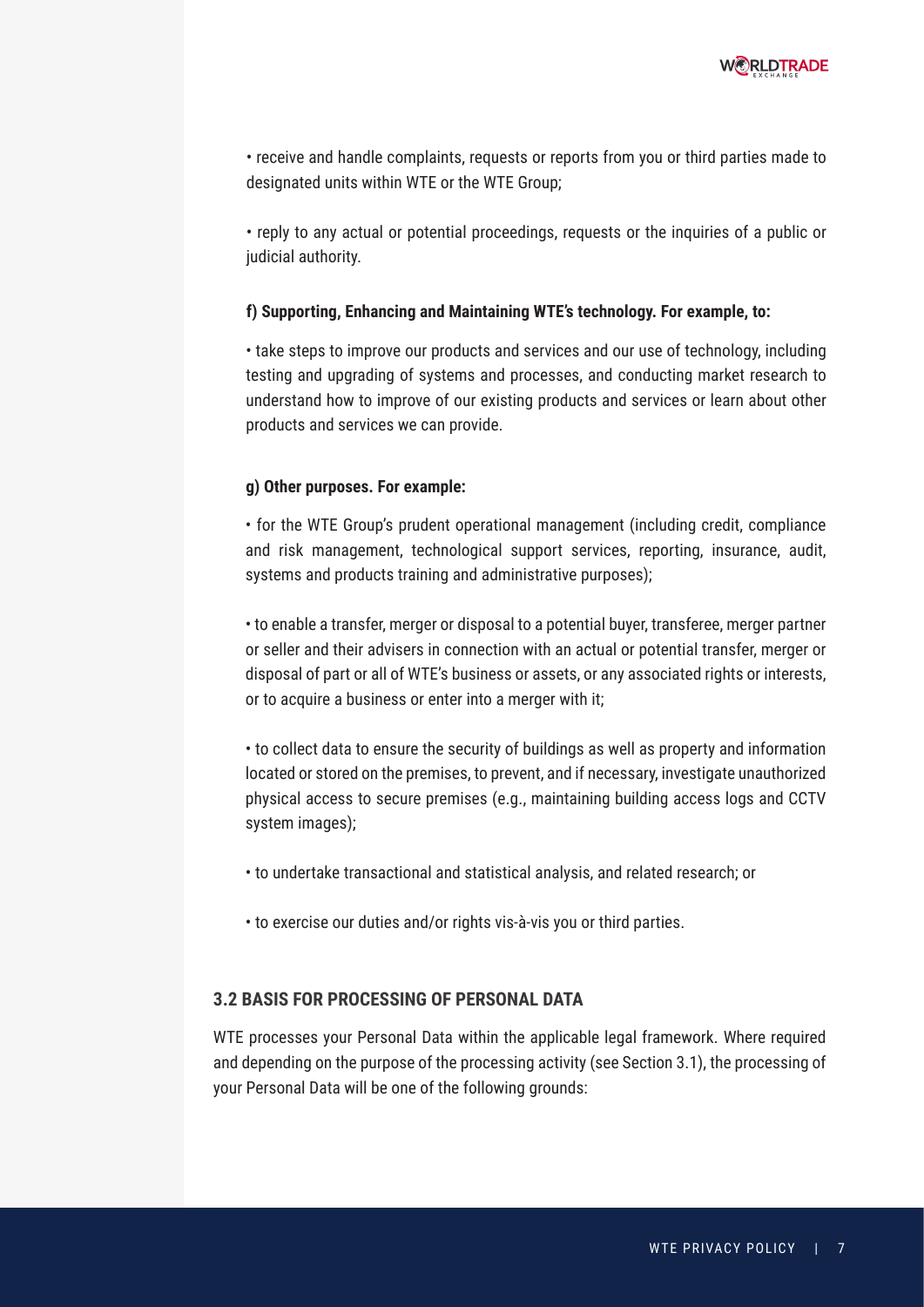• receive and handle complaints, requests or reports from you or third parties made to designated units within WTE or the WTE Group;

• reply to any actual or potential proceedings, requests or the inquiries of a public or judicial authority.

**f) Supporting, Enhancing and Maintaining WTE's technology. For example, to:**

• take steps to improve our products and services and our use of technology, including testing and upgrading of systems and processes, and conducting market research to understand how to improve of our existing products and services or learn about other products and services we can provide.

**g) Other purposes. For example:**

• for the WTE Group's prudent operational management (including credit, compliance and risk management, technological support services, reporting, insurance, audit, systems and products training and administrative purposes);

• to enable a transfer, merger or disposal to a potential buyer, transferee, merger partner or seller and their advisers in connection with an actual or potential transfer, merger or disposal of part or all of WTE's business or assets, or any associated rights or interests, or to acquire a business or enter into a merger with it;

• to collect data to ensure the security of buildings as well as property and information located or stored on the premises, to prevent, and if necessary, investigate unauthorized physical access to secure premises (e.g., maintaining building access logs and CCTV system images);

• to undertake transactional and statistical analysis, and related research; or

• to exercise our duties and/or rights vis-à-vis you or third parties.

## 3.2 BASIS FOR PROCESSING OF PERSONAL DATA

WTE processes your Personal Data within the applicable legal framework. Where required and depending on the purpose of the processing activity (see Section 3.1), the processing of your Personal Data will be one of the following grounds: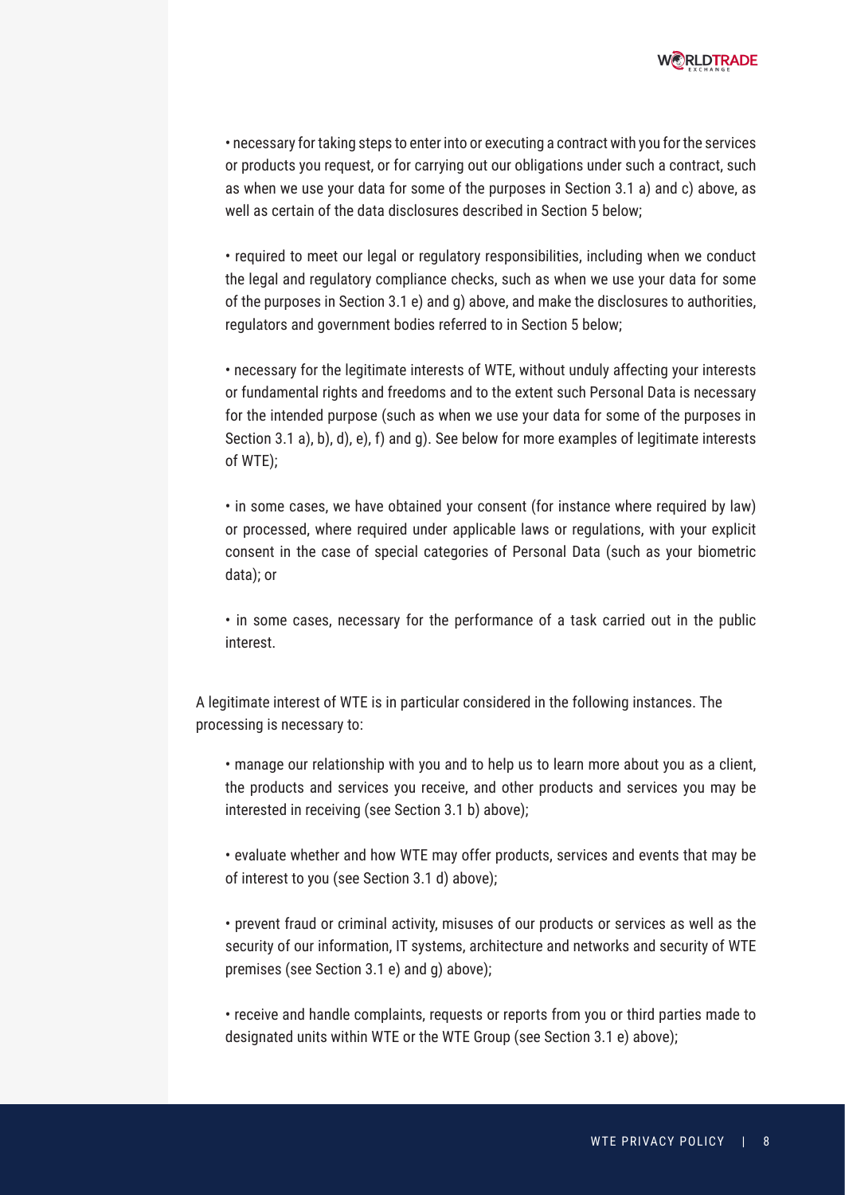- necessary for taking steps to enter into or executing a contract with you for the services or products you request, or for carrying out our obligations under such a contract, such as when we use your data for some of the purposes in Section 3.1 a) and c) above, as well as certain of the data disclosures described in Section 5 below;

- required to meet our legal or regulatory responsibilities, including when we conduct the legal and regulatory compliance checks, such as when we use your data for some of the purposes in Section 3.1 e) and g) above, and make the disclosures to authorities, regulators and government bodies referred to in Section 5 below;

- necessary for the legitimate interests of WTE, without unduly affecting your interests or fundamental rights and freedoms and to the extent such Personal Data is necessary for the intended purpose (such as when we use your data for some of the purposes in Section 3.1 a), b), d), e), f) and g). See below for more examples of legitimate interests of WTE);

- in some cases, we have obtained your consent (for instance where required by law) or processed, where required under applicable laws or regulations, with your explicit consent in the case of special categories of Personal Data (such as your biometric data); or

- in some cases, necessary for the performance of a task carried out in the public interest.

A legitimate interest of WTE is in particular considered in the following instances. The processing is necessary to:

- manage our relationship with you and to help us to learn more about you as a client, the products and services you receive, and other products and services you may be interested in receiving (see Section 3.1 b) above);

- evaluate whether and how WTE may offer products, services and events that may be of interest to you (see Section 3.1 d) above);

- prevent fraud or criminal activity, misuses of our products or services as well as the security of our information, IT systems, architecture and networks and security of WTE premises (see Section 3.1 e) and g) above);

- receive and handle complaints, requests or reports from you or third parties made to designated units within WTE or the WTE Group (see Section 3.1 e) above);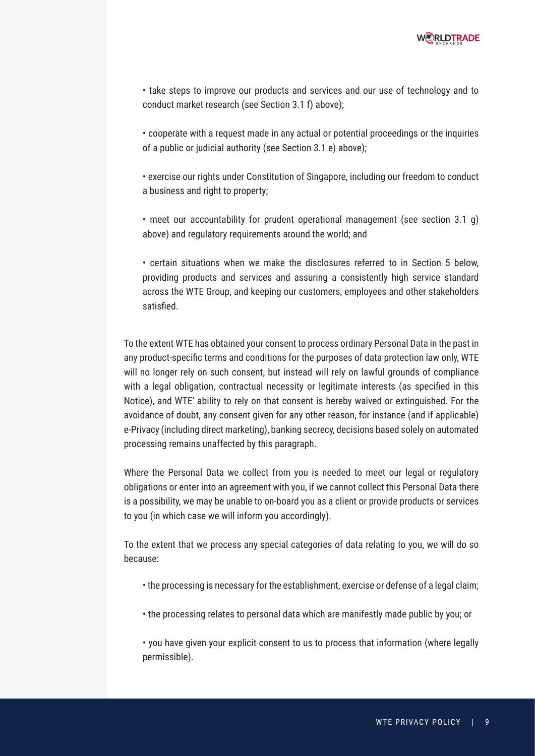- take steps to improve our products and services and our use of technology and to conduct market research (see Section 3.1 f) above);
- cooperate with a request made in any actual or potential proceedings or the inquiries of a public or judicial authority (see Section 3.1 e) above);
- exercise our rights under Constitution of Singapore, including our freedom to conduct a business and right to property;
- meet our accountability for prudent operational management (see section 3.1 g) above) and regulatory requirements around the world; and
- certain situations when we make the disclosures referred to in Section 5 below, providing products and services and assuring a consistently high service standard across the WTE Group, and keeping our customers, employees and other stakeholders satisfied.

To the extent WTE has obtained your consent to process ordinary Personal Data in the past in any product-specific terms and conditions for the purposes of data protection law only, WTE will no longer rely on such consent, but instead will rely on lawful grounds of compliance with a legal obligation, contractual necessity or legitimate interests (as specified in this Notice), and WTE' ability to rely on that consent is hereby waived or extinguished. For the avoidance of doubt, any consent given for any other reason, for instance (and if applicable) e-Privacy (including direct marketing), banking secrecy, decisions based solely on automated processing remains unaffected by this paragraph.

Where the Personal Data we collect from you is needed to meet our legal or regulatory obligations or enter into an agreement with you, if we cannot collect this Personal Data there is a possibility, we may be unable to on-board you as a client or provide products or services to you (in which case we will inform you accordingly).

To the extent that we process any special categories of data relating to you, we will do so because:

- the processing is necessary for the establishment, exercise or defense of a legal claim;
- the processing relates to personal data which are manifestly made public by you; or
- you have given your explicit consent to us to process that information (where legally permissible).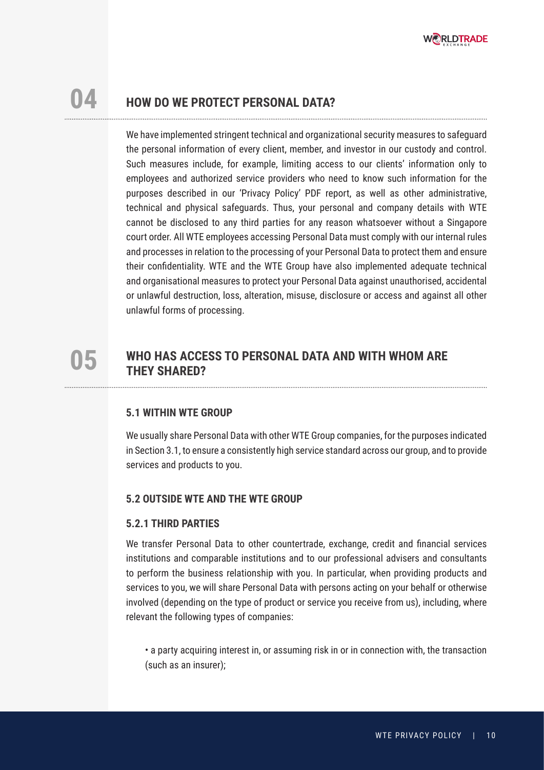## 04 HOW DO WE PROTECT PERSONAL DATA?

We have implemented stringent technical and organizational security measures to safeguard the personal information of every client, member, and investor in our custody and control. Such measures include, for example, limiting access to our clients' information only to employees and authorized service providers who need to know such information for the purposes described in our 'Privacy Policy' PDF report, as well as other administrative, technical and physical safeguards. Thus, your personal and company details with WTE cannot be disclosed to any third parties for any reason whatsoever without a Singapore court order. All WTE employees accessing Personal Data must comply with our internal rules and processes in relation to the processing of your Personal Data to protect them and ensure their confidentiality. WTE and the WTE Group have also implemented adequate technical and organisational measures to protect your Personal Data against unauthorised, accidental or unlawful destruction, loss, alteration, misuse, disclosure or access and against all other unlawful forms of processing.

## 05 WHO HAS ACCESS TO PERSONAL DATA AND WITH WHOM ARE THEY SHARED?

### 5.1 WITHIN WTE GROUP

We usually share Personal Data with other WTE Group companies, for the purposes indicated in Section 3.1, to ensure a consistently high service standard across our group, and to provide services and products to you.

### 5.2 OUTSIDE WTE AND THE WTE GROUP

#### 5.2.1 THIRD PARTIES

We transfer Personal Data to other countertrade, exchange, credit and financial services institutions and comparable institutions and to our professional advisers and consultants to perform the business relationship with you. In particular, when providing products and services to you, we will share Personal Data with persons acting on your behalf or otherwise involved (depending on the type of product or service you receive from us), including, where relevant the following types of companies:

- a party acquiring interest in, or assuming risk in or in connection with, the transaction (such as an insurer);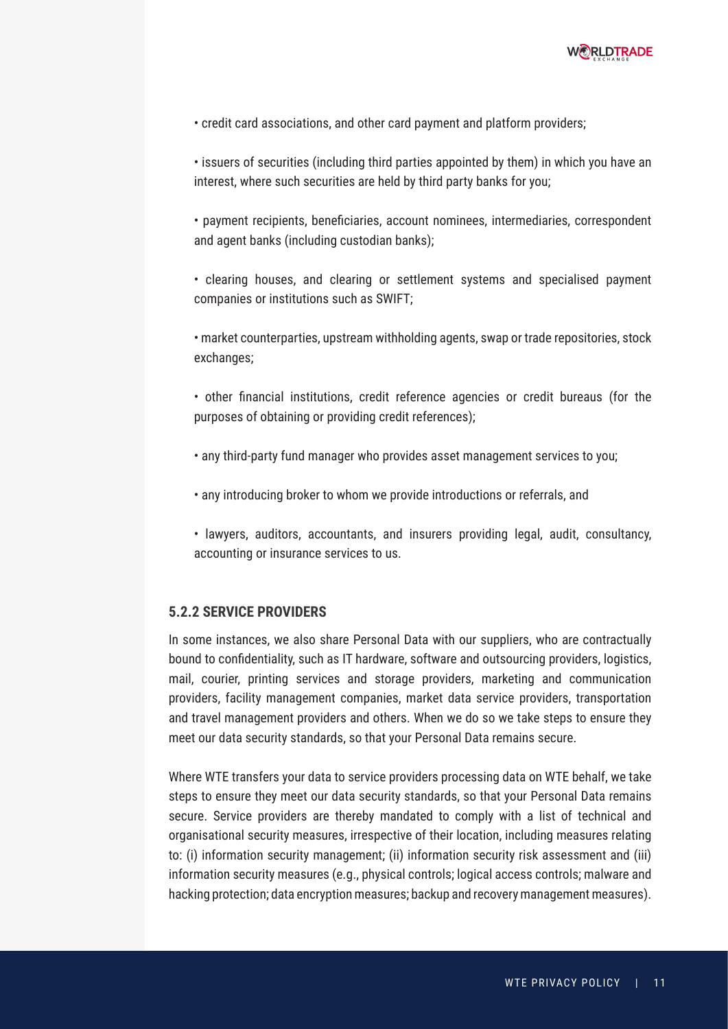- credit card associations, and other card payment and platform providers;
- issuers of securities (including third parties appointed by them) in which you have an interest, where such securities are held by third party banks for you;
- payment recipients, beneficiaries, account nominees, intermediaries, correspondent and agent banks (including custodian banks);
- clearing houses, and clearing or settlement systems and specialised payment companies or institutions such as SWIFT;
- market counterparties, upstream withholding agents, swap or trade repositories, stock exchanges;
- other financial institutions, credit reference agencies or credit bureaus (for the purposes of obtaining or providing credit references);
- any third-party fund manager who provides asset management services to you;
- any introducing broker to whom we provide introductions or referrals, and
- lawyers, auditors, accountants, and insurers providing legal, audit, consultancy, accounting or insurance services to us.

#### 5.2.2 SERVICE PROVIDERS

In some instances, we also share Personal Data with our suppliers, who are contractually bound to confidentiality, such as IT hardware, software and outsourcing providers, logistics, mail, courier, printing services and storage providers, marketing and communication providers, facility management companies, market data service providers, transportation and travel management providers and others. When we do so we take steps to ensure they meet our data security standards, so that your Personal Data remains secure.

Where WTE transfers your data to service providers processing data on WTE behalf, we take steps to ensure they meet our data security standards, so that your Personal Data remains secure. Service providers are thereby mandated to comply with a list of technical and organisational security measures, irrespective of their location, including measures relating to: (i) information security management; (ii) information security risk assessment and (iii) information security measures (e.g., physical controls; logical access controls; malware and hacking protection; data encryption measures; backup and recovery management measures).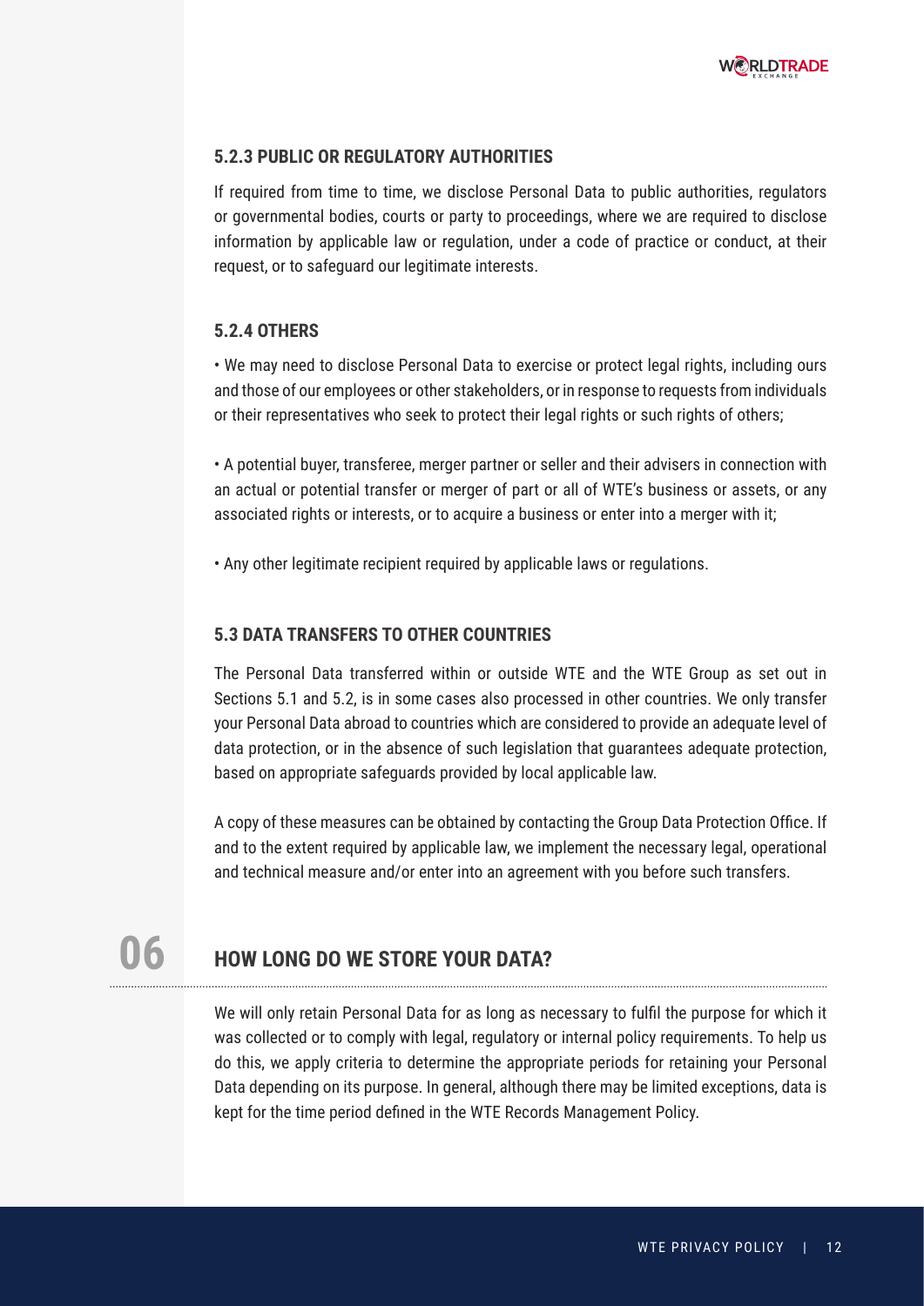#### 5.2.3 PUBLIC OR REGULATORY AUTHORITIES

If required from time to time, we disclose Personal Data to public authorities, regulators or governmental bodies, courts or party to proceedings, where we are required to disclose information by applicable law or regulation, under a code of practice or conduct, at their request, or to safeguard our legitimate interests.

#### 5.2.4 OTHERS

- We may need to disclose Personal Data to exercise or protect legal rights, including ours and those of our employees or other stakeholders, or in response to requests from individuals or their representatives who seek to protect their legal rights or such rights of others;

- A potential buyer, transferee, merger partner or seller and their advisers in connection with an actual or potential transfer or merger of part or all of WTE's business or assets, or any associated rights or interests, or to acquire a business or enter into a merger with it;

- Any other legitimate recipient required by applicable laws or regulations.

### 5.3 DATA TRANSFERS TO OTHER COUNTRIES

The Personal Data transferred within or outside WTE and the WTE Group as set out in Sections 5.1 and 5.2, is in some cases also processed in other countries. We only transfer your Personal Data abroad to countries which are considered to provide an adequate level of data protection, or in the absence of such legislation that guarantees adequate protection, based on appropriate safeguards provided by local applicable law.

A copy of these measures can be obtained by contacting the Group Data Protection Office. If and to the extent required by applicable law, we implement the necessary legal, operational and technical measure and/or enter into an agreement with you before such transfers.

## 06 HOW LONG DO WE STORE YOUR DATA?

We will only retain Personal Data for as long as necessary to fulfil the purpose for which it was collected or to comply with legal, regulatory or internal policy requirements. To help us do this, we apply criteria to determine the appropriate periods for retaining your Personal Data depending on its purpose. In general, although there may be limited exceptions, data is kept for the time period defined in the WTE Records Management Policy.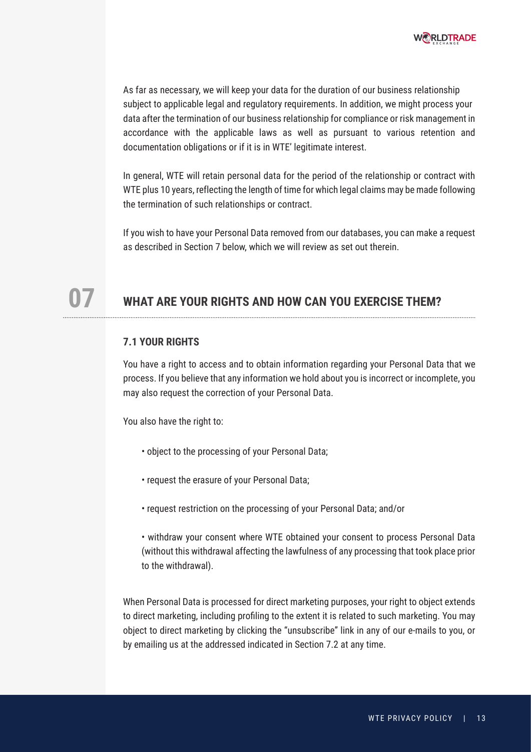As far as necessary, we will keep your data for the duration of our business relationship subject to applicable legal and regulatory requirements. In addition, we might process your data after the termination of our business relationship for compliance or risk management in accordance with the applicable laws as well as pursuant to various retention and documentation obligations or if it is in WTE' legitimate interest.

In general, WTE will retain personal data for the period of the relationship or contract with WTE plus 10 years, reflecting the length of time for which legal claims may be made following the termination of such relationships or contract.

If you wish to have your Personal Data removed from our databases, you can make a request as described in Section 7 below, which we will review as set out therein.

## 07 WHAT ARE YOUR RIGHTS AND HOW CAN YOU EXERCISE THEM?

### 7.1 YOUR RIGHTS

You have a right to access and to obtain information regarding your Personal Data that we process. If you believe that any information we hold about you is incorrect or incomplete, you may also request the correction of your Personal Data.

You also have the right to:

- object to the processing of your Personal Data;
- request the erasure of your Personal Data;
- request restriction on the processing of your Personal Data; and/or
- withdraw your consent where WTE obtained your consent to process Personal Data (without this withdrawal affecting the lawfulness of any processing that took place prior to the withdrawal).

When Personal Data is processed for direct marketing purposes, your right to object extends to direct marketing, including profiling to the extent it is related to such marketing. You may object to direct marketing by clicking the "unsubscribe" link in any of our e-mails to you, or by emailing us at the addressed indicated in Section 7.2 at any time.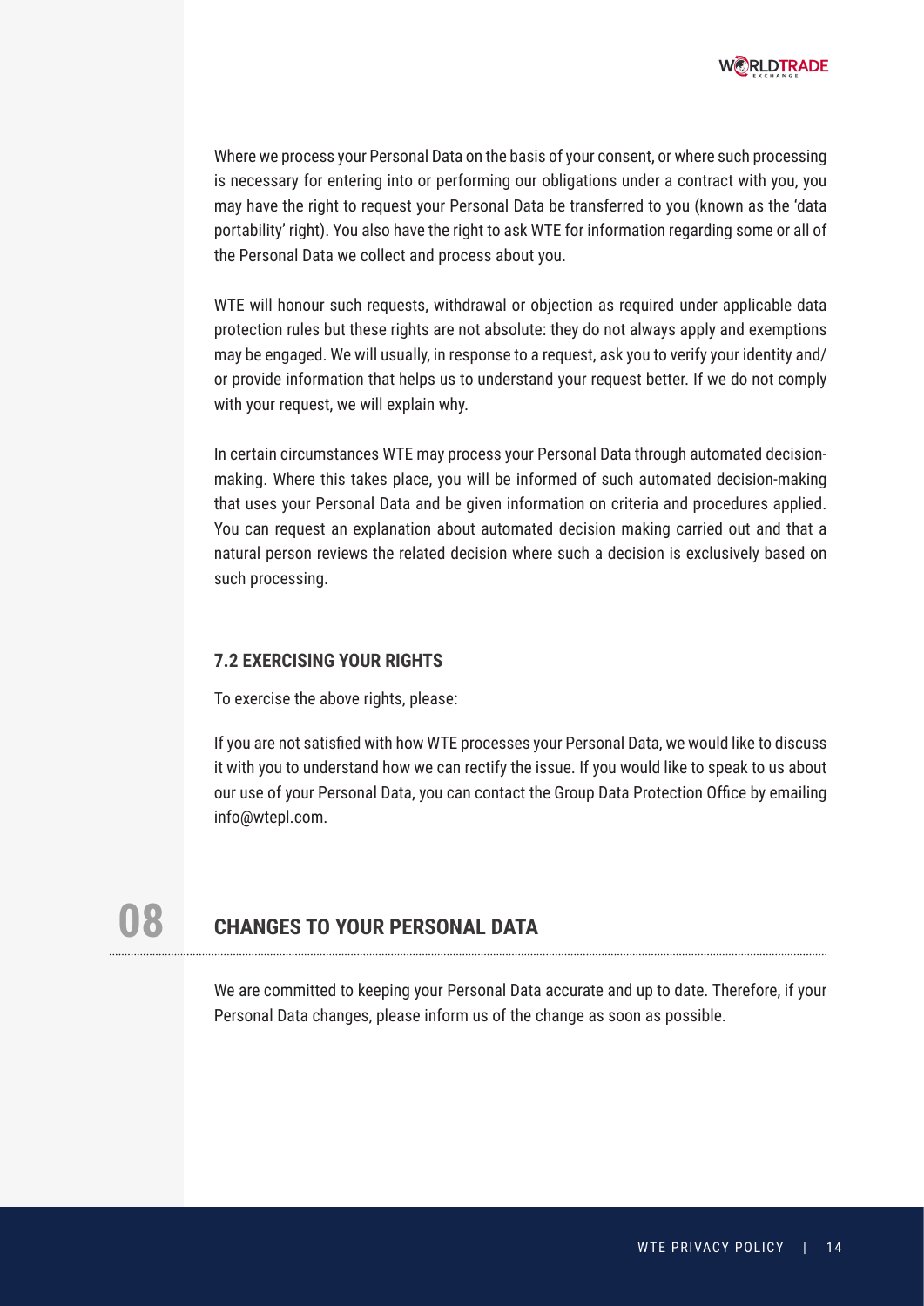Where we process your Personal Data on the basis of your consent, or where such processing is necessary for entering into or performing our obligations under a contract with you, you may have the right to request your Personal Data be transferred to you (known as the 'data portability' right). You also have the right to ask WTE for information regarding some or all of the Personal Data we collect and process about you.

WTE will honour such requests, withdrawal or objection as required under applicable data protection rules but these rights are not absolute: they do not always apply and exemptions may be engaged. We will usually, in response to a request, ask you to verify your identity and/or provide information that helps us to understand your request better. If we do not comply with your request, we will explain why.

In certain circumstances WTE may process your Personal Data through automated decision-making. Where this takes place, you will be informed of such automated decision-making that uses your Personal Data and be given information on criteria and procedures applied. You can request an explanation about automated decision making carried out and that a natural person reviews the related decision where such a decision is exclusively based on such processing.

### 7.2 EXERCISING YOUR RIGHTS

To exercise the above rights, please:

If you are not satisfied with how WTE processes your Personal Data, we would like to discuss it with you to understand how we can rectify the issue. If you would like to speak to us about our use of your Personal Data, you can contact the Group Data Protection Office by emailing info@wtepl.com.

## 08 CHANGES TO YOUR PERSONAL DATA

We are committed to keeping your Personal Data accurate and up to date. Therefore, if your Personal Data changes, please inform us of the change as soon as possible.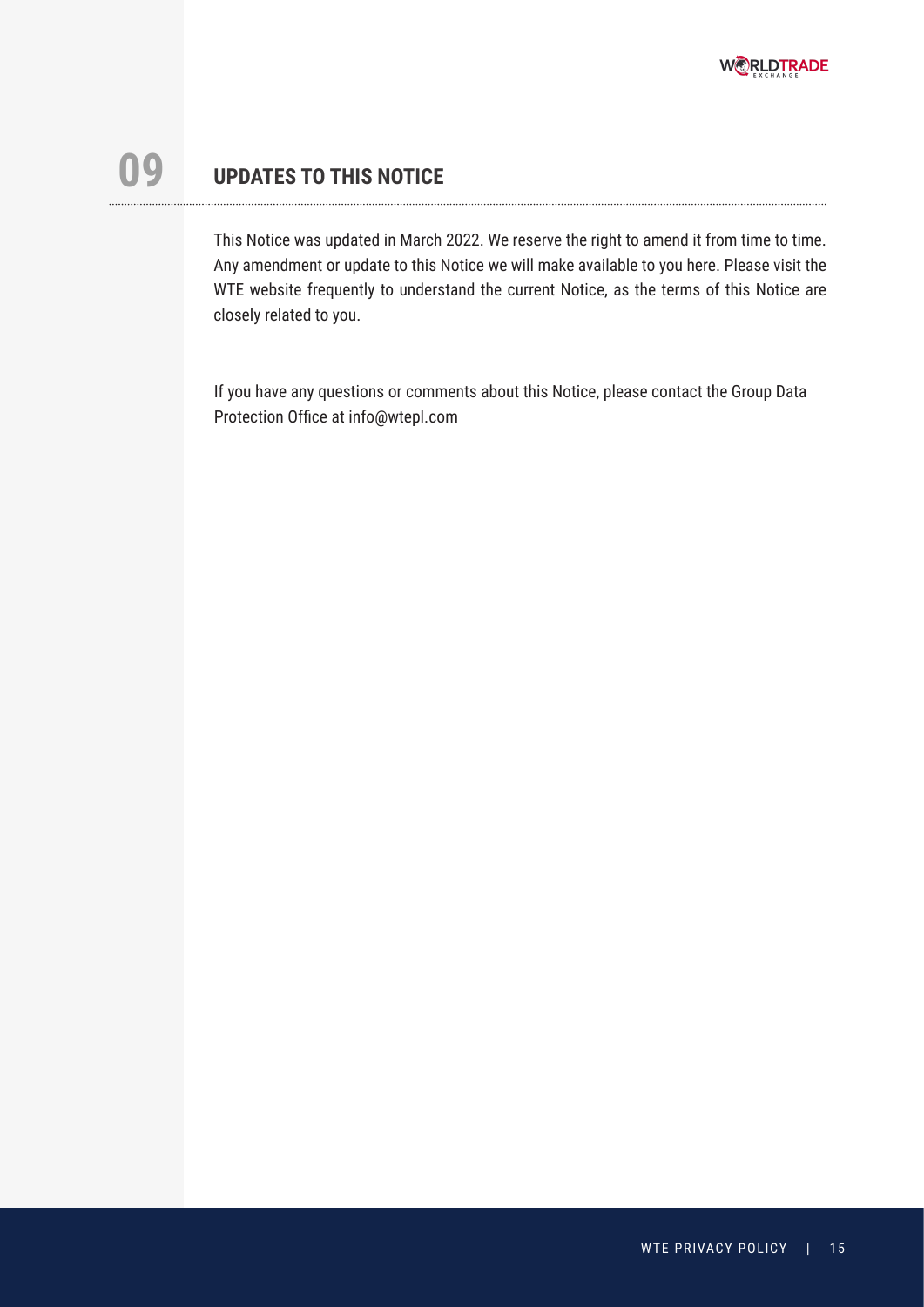## 09 UPDATES TO THIS NOTICE

This Notice was updated in March 2022. We reserve the right to amend it from time to time. Any amendment or update to this Notice we will make available to you here. Please visit the WTE website frequently to understand the current Notice, as the terms of this Notice are closely related to you.

If you have any questions or comments about this Notice, please contact the Group Data Protection Office at info@wtepl.com